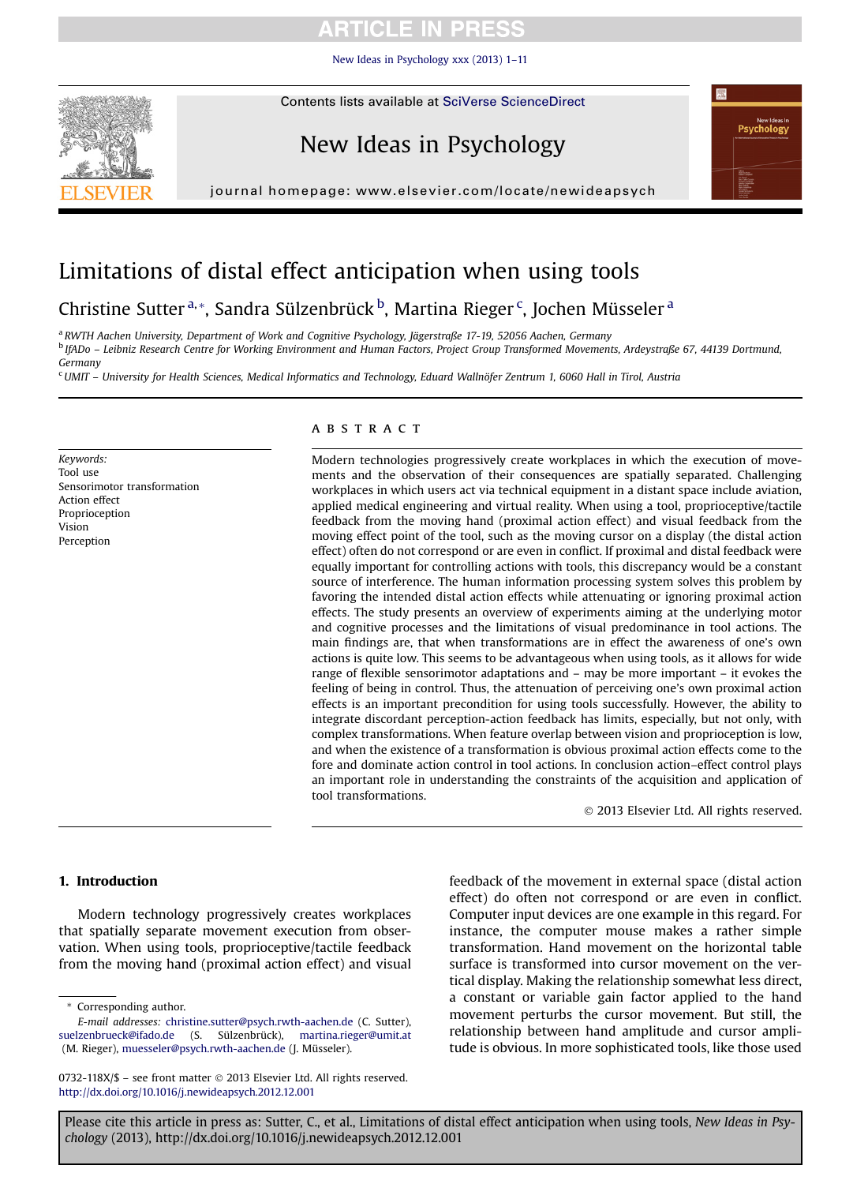# Limitations of distal effect anticipation when using tools

Christine Sutter [a,*], Sandra Sülzenbrück [b], Martina Rieger [c], Jochen Müsseler [a]

[a] RWTH Aachen University, Department of Work and Cognitive Psychology, Jägerstraße 17-19, 52056 Aachen, Germany
[b] IfADo – Leibniz Research Centre for Working Environment and Human Factors, Project Group Transformed Movements, Ardeystraße 67, 44139 Dortmund, Germany
[c] UMIT – University for Health Sciences, Medical Informatics and Technology, Eduard Wallnöfer Zentrum 1, 6060 Hall in Tirol, Austria

*Keywords:*
Tool use
Sensorimotor transformation
Action effect
Proprioception
Vision
Perception

## ABSTRACT

Modern technologies progressively create workplaces in which the execution of movements and the observation of their consequences are spatially separated. Challenging workplaces in which users act via technical equipment in a distant space include aviation, applied medical engineering and virtual reality. When using a tool, proprioceptive/tactile feedback from the moving hand (proximal action effect) and visual feedback from the moving effect point of the tool, such as the moving cursor on a display (the distal action effect) often do not correspond or are even in conflict. If proximal and distal feedback were equally important for controlling actions with tools, this discrepancy would be a constant source of interference. The human information processing system solves this problem by favoring the intended distal action effects while attenuating or ignoring proximal action effects. The study presents an overview of experiments aiming at the underlying motor and cognitive processes and the limitations of visual predominance in tool actions. The main findings are, that when transformations are in effect the awareness of one's own actions is quite low. This seems to be advantageous when using tools, as it allows for wide range of flexible sensorimotor adaptations and – may be more important – it evokes the feeling of being in control. Thus, the attenuation of perceiving one's own proximal action effects is an important precondition for using tools successfully. However, the ability to integrate discordant perception-action feedback has limits, especially, but not only, with complex transformations. When feature overlap between vision and proprioception is low, and when the existence of a transformation is obvious proximal action effects come to the fore and dominate action control in tool actions. In conclusion action–effect control plays an important role in understanding the constraints of the acquisition and application of tool transformations.

© 2013 Elsevier Ltd. All rights reserved.

## 1. Introduction

Modern technology progressively creates workplaces that spatially separate movement execution from observation. When using tools, proprioceptive/tactile feedback from the moving hand (proximal action effect) and visual feedback of the movement in external space (distal action effect) do often not correspond or are even in conflict. Computer input devices are one example in this regard. For instance, the computer mouse makes a rather simple transformation. Hand movement on the horizontal table surface is transformed into cursor movement on the vertical display. Making the relationship somewhat less direct, a constant or variable gain factor applied to the hand movement perturbs the cursor movement. But still, the relationship between hand amplitude and cursor amplitude is obvious. In more sophisticated tools, like those used

\* Corresponding author.
*E-mail addresses:* christine.sutter@psych.rwth-aachen.de (C. Sutter), suelzenbrueck@ifado.de (S. Sülzenbrück), martina.rieger@umit.at (M. Rieger), muesseler@psych.rwth-aachen.de (J. Müsseler).

0732-118X/$ – see front matter © 2013 Elsevier Ltd. All rights reserved.
http://dx.doi.org/10.1016/j.newideapsych.2012.12.001

Please cite this article in press as: Sutter, C., et al., Limitations of distal effect anticipation when using tools, *New Ideas in Psychology* (2013), http://dx.doi.org/10.1016/j.newideapsych.2012.12.001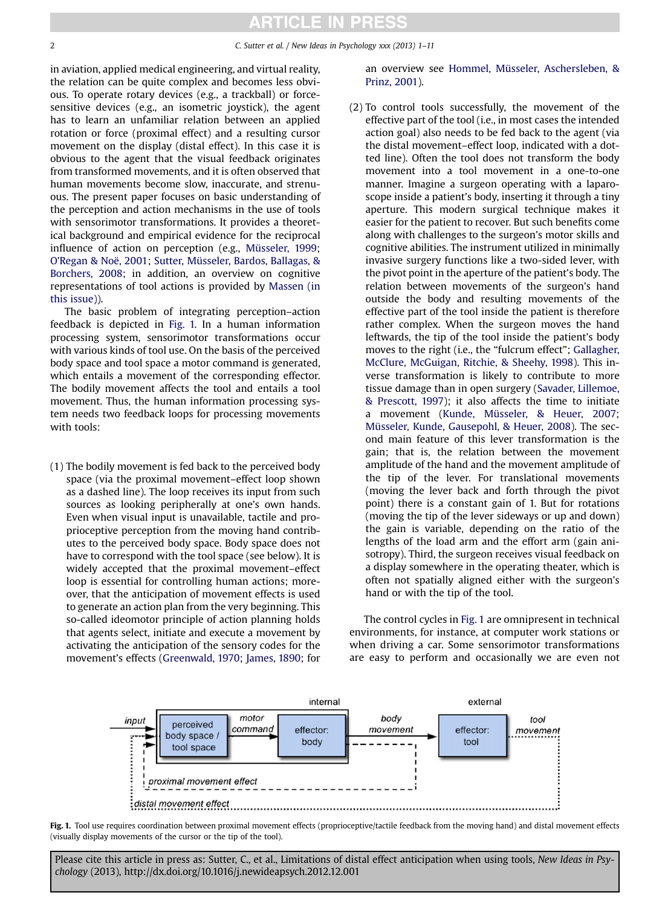in aviation, applied medical engineering, and virtual reality, the relation can be quite complex and becomes less obvious. To operate rotary devices (e.g., a trackball) or force-sensitive devices (e.g., an isometric joystick), the agent has to learn an unfamiliar relation between an applied rotation or force (proximal effect) and a resulting cursor movement on the display (distal effect). In this case it is obvious to the agent that the visual feedback originates from transformed movements, and it is often observed that human movements become slow, inaccurate, and strenuous. The present paper focuses on basic understanding of the perception and action mechanisms in the use of tools with sensorimotor transformations. It provides a theoretical background and empirical evidence for the reciprocal influence of action on perception (e.g., Müsseler, 1999; O'Regan & Noë, 2001; Sutter, Müsseler, Bardos, Ballagas, & Borchers, 2008; in addition, an overview on cognitive representations of tool actions is provided by Massen (in this issue)).

The basic problem of integrating perception–action feedback is depicted in Fig. 1. In a human information processing system, sensorimotor transformations occur with various kinds of tool use. On the basis of the perceived body space and tool space a motor command is generated, which entails a movement of the corresponding effector. The bodily movement affects the tool and entails a tool movement. Thus, the human information processing system needs two feedback loops for processing movements with tools:

(1) The bodily movement is fed back to the perceived body space (via the proximal movement–effect loop shown as a dashed line). The loop receives its input from such sources as looking peripherally at one's own hands. Even when visual input is unavailable, tactile and proprioceptive perception from the moving hand contributes to the perceived body space. Body space does not have to correspond with the tool space (see below). It is widely accepted that the proximal movement–effect loop is essential for controlling human actions; moreover, that the anticipation of movement effects is used to generate an action plan from the very beginning. This so-called ideomotor principle of action planning holds that agents select, initiate and execute a movement by activating the anticipation of the sensory codes for the movement's effects (Greenwald, 1970; James, 1890; for an overview see Hommel, Müsseler, Aschersleben, & Prinz, 2001).

(2) To control tools successfully, the movement of the effective part of the tool (i.e., in most cases the intended action goal) also needs to be fed back to the agent (via the distal movement–effect loop, indicated with a dotted line). Often the tool does not transform the body movement into a tool movement in a one-to-one manner. Imagine a surgeon operating with a laparoscope inside a patient's body, inserting it through a tiny aperture. This modern surgical technique makes it easier for the patient to recover. But such benefits come along with challenges to the surgeon's motor skills and cognitive abilities. The instrument utilized in minimally invasive surgery functions like a two-sided lever, with the pivot point in the aperture of the patient's body. The relation between movements of the surgeon's hand outside the body and resulting movements of the effective part of the tool inside the patient is therefore rather complex. When the surgeon moves the hand leftwards, the tip of the tool inside the patient's body moves to the right (i.e., the "fulcrum effect"; Gallagher, McClure, McGuigan, Ritchie, & Sheehy, 1998). This inverse transformation is likely to contribute to more tissue damage than in open surgery (Savader, Lillemoe, & Prescott, 1997); it also affects the time to initiate a movement (Kunde, Müsseler, & Heuer, 2007; Müsseler, Kunde, Gausepohl, & Heuer, 2008). The second main feature of this lever transformation is the gain; that is, the relation between the movement amplitude of the hand and the movement amplitude of the tip of the lever. For translational movements (moving the lever back and forth through the pivot point) there is a constant gain of 1. But for rotations (moving the tip of the lever sideways or up and down) the gain is variable, depending on the ratio of the lengths of the load arm and the effort arm (gain anisotropy). Third, the surgeon receives visual feedback on a display somewhere in the operating theater, which is often not spatially aligned either with the surgeon's hand or with the tip of the tool.

The control cycles in Fig. 1 are omnipresent in technical environments, for instance, at computer work stations or when driving a car. Some sensorimotor transformations are easy to perform and occasionally we are even not

internal
external
input
perceived body space / tool space
motor command
effector: body
body movement
effector: tool
tool movement
proximal movement effect
distal movement effect

**Fig. 1.** Tool use requires coordination between proximal movement effects (proprioceptive/tactile feedback from the moving hand) and distal movement effects (visually display movements of the cursor or the tip of the tool).

Please cite this article in press as: Sutter, C., et al., Limitations of distal effect anticipation when using tools, *New Ideas in Psychology* (2013), http://dx.doi.org/10.1016/j.newideapsych.2012.12.001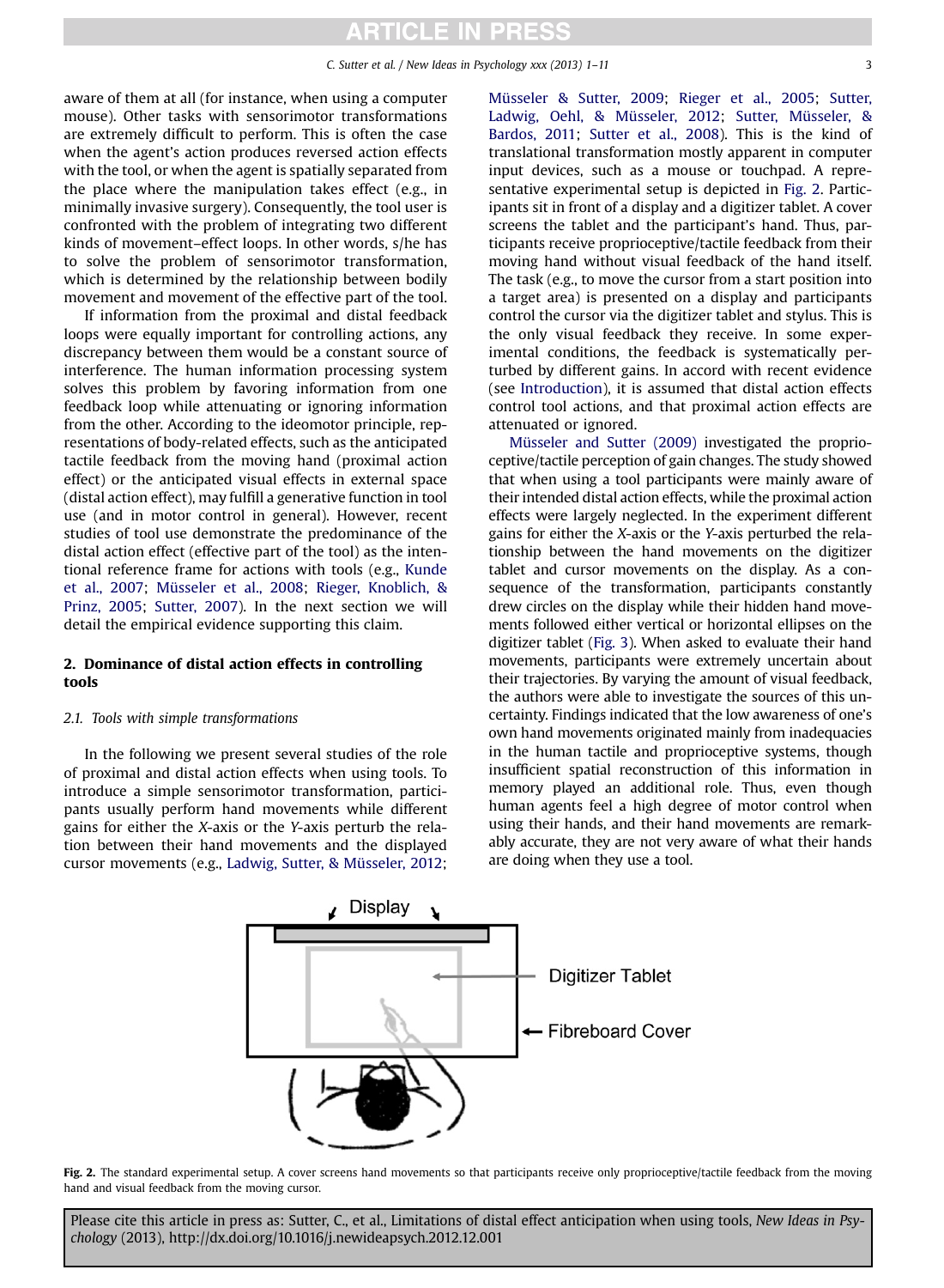aware of them at all (for instance, when using a computer mouse). Other tasks with sensorimotor transformations are extremely difficult to perform. This is often the case when the agent's action produces reversed action effects with the tool, or when the agent is spatially separated from the place where the manipulation takes effect (e.g., in minimally invasive surgery). Consequently, the tool user is confronted with the problem of integrating two different kinds of movement–effect loops. In other words, s/he has to solve the problem of sensorimotor transformation, which is determined by the relationship between bodily movement and movement of the effective part of the tool.

If information from the proximal and distal feedback loops were equally important for controlling actions, any discrepancy between them would be a constant source of interference. The human information processing system solves this problem by favoring information from one feedback loop while attenuating or ignoring information from the other. According to the ideomotor principle, representations of body-related effects, such as the anticipated tactile feedback from the moving hand (proximal action effect) or the anticipated visual effects in external space (distal action effect), may fulfill a generative function in tool use (and in motor control in general). However, recent studies of tool use demonstrate the predominance of the distal action effect (effective part of the tool) as the intentional reference frame for actions with tools (e.g., Kunde et al., 2007; Müsseler et al., 2008; Rieger, Knoblich, & Prinz, 2005; Sutter, 2007). In the next section we will detail the empirical evidence supporting this claim.

## 2. Dominance of distal action effects in controlling tools

### 2.1. Tools with simple transformations

In the following we present several studies of the role of proximal and distal action effects when using tools. To introduce a simple sensorimotor transformation, participants usually perform hand movements while different gains for either the *X*-axis or the *Y*-axis perturb the relation between their hand movements and the displayed cursor movements (e.g., Ladwig, Sutter, & Müsseler, 2012; Müsseler & Sutter, 2009; Rieger et al., 2005; Sutter, Ladwig, Oehl, & Müsseler, 2012; Sutter, Müsseler, & Bardos, 2011; Sutter et al., 2008). This is the kind of translational transformation mostly apparent in computer input devices, such as a mouse or touchpad. A representative experimental setup is depicted in Fig. 2. Participants sit in front of a display and a digitizer tablet. A cover screens the tablet and the participant's hand. Thus, participants receive proprioceptive/tactile feedback from their moving hand without visual feedback of the hand itself. The task (e.g., to move the cursor from a start position into a target area) is presented on a display and participants control the cursor via the digitizer tablet and stylus. This is the only visual feedback they receive. In some experimental conditions, the feedback is systematically perturbed by different gains. In accord with recent evidence (see Introduction), it is assumed that distal action effects control tool actions, and that proximal action effects are attenuated or ignored.

Müsseler and Sutter (2009) investigated the proprioceptive/tactile perception of gain changes. The study showed that when using a tool participants were mainly aware of their intended distal action effects, while the proximal action effects were largely neglected. In the experiment different gains for either the *X*-axis or the *Y*-axis perturbed the relationship between the hand movements on the digitizer tablet and cursor movements on the display. As a consequence of the transformation, participants constantly drew circles on the display while their hidden hand movements followed either vertical or horizontal ellipses on the digitizer tablet (Fig. 3). When asked to evaluate their hand movements, participants were extremely uncertain about their trajectories. By varying the amount of visual feedback, the authors were able to investigate the sources of this uncertainty. Findings indicated that the low awareness of one's own hand movements originated mainly from inadequacies in the human tactile and proprioceptive systems, though insufficient spatial reconstruction of this information in memory played an additional role. Thus, even though human agents feel a high degree of motor control when using their hands, and their hand movements are remarkably accurate, they are not very aware of what their hands are doing when they use a tool.

Display

Digitizer Tablet

Fibreboard Cover

**Fig. 2.** The standard experimental setup. A cover screens hand movements so that participants receive only proprioceptive/tactile feedback from the moving hand and visual feedback from the moving cursor.

Please cite this article in press as: Sutter, C., et al., Limitations of distal effect anticipation when using tools, *New Ideas in Psychology* (2013), http://dx.doi.org/10.1016/j.newideapsych.2012.12.001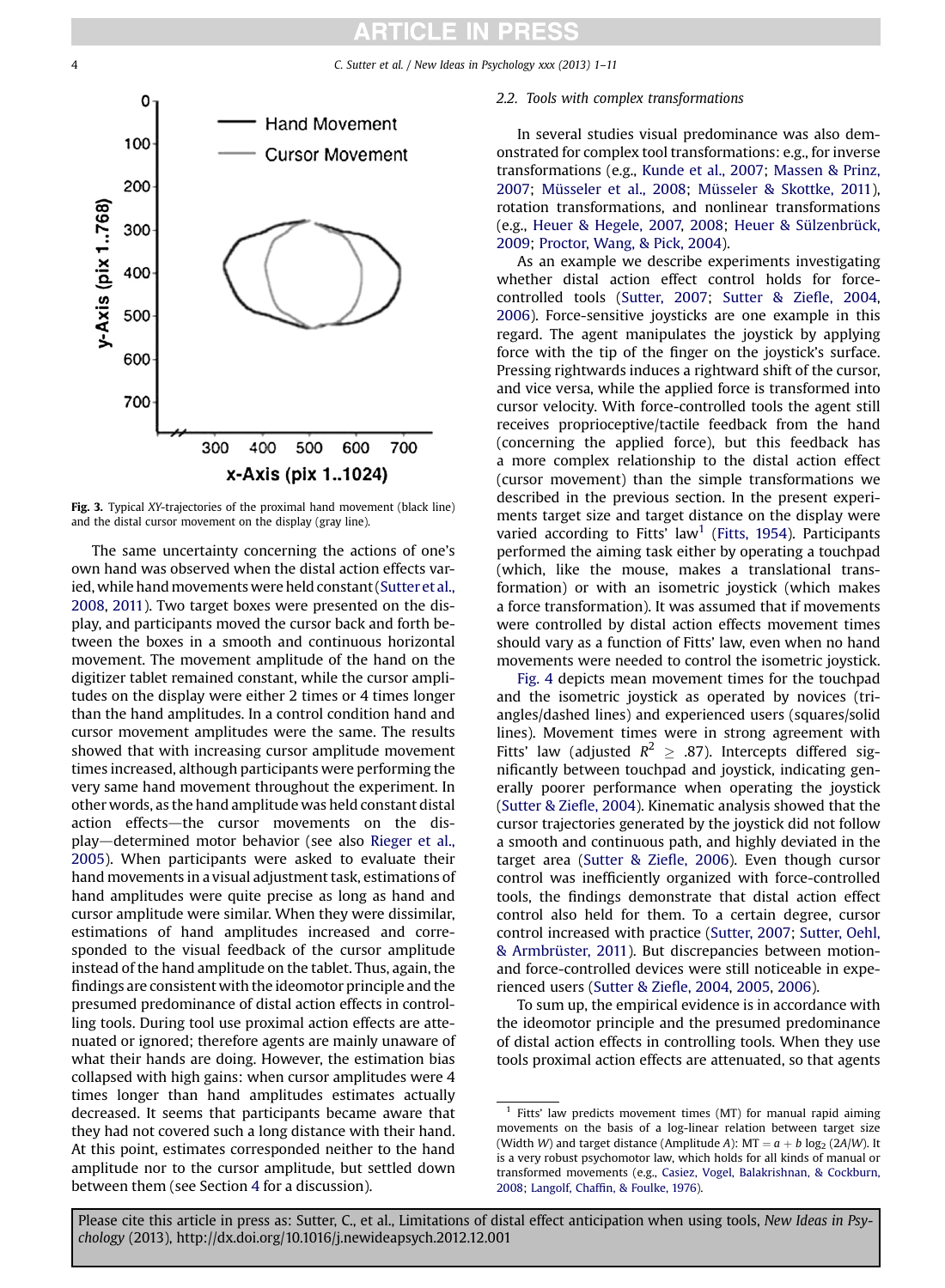Fig. 3. Typical XY-trajectories of the proximal hand movement (black line) and the distal cursor movement on the display (gray line).

The same uncertainty concerning the actions of one's own hand was observed when the distal action effects varied, while hand movements were held constant (Sutter et al., 2008, 2011). Two target boxes were presented on the display, and participants moved the cursor back and forth between the boxes in a smooth and continuous horizontal movement. The movement amplitude of the hand on the digitizer tablet remained constant, while the cursor amplitudes on the display were either 2 times or 4 times longer than the hand amplitudes. In a control condition hand and cursor movement amplitudes were the same. The results showed that with increasing cursor amplitude movement times increased, although participants were performing the very same hand movement throughout the experiment. In other words, as the hand amplitude was held constant distal action effects—the cursor movements on the display—determined motor behavior (see also Rieger et al., 2005). When participants were asked to evaluate their hand movements in a visual adjustment task, estimations of hand amplitudes were quite precise as long as hand and cursor amplitude were similar. When they were dissimilar, estimations of hand amplitudes increased and corresponded to the visual feedback of the cursor amplitude instead of the hand amplitude on the tablet. Thus, again, the findings are consistent with the ideomotor principle and the presumed predominance of distal action effects in controlling tools. During tool use proximal action effects are attenuated or ignored; therefore agents are mainly unaware of what their hands are doing. However, the estimation bias collapsed with high gains: when cursor amplitudes were 4 times longer than hand amplitudes estimates actually decreased. It seems that participants became aware that they had not covered such a long distance with their hand. At this point, estimates corresponded neither to the hand amplitude nor to the cursor amplitude, but settled down between them (see Section 4 for a discussion).

### 2.2. Tools with complex transformations

In several studies visual predominance was also demonstrated for complex tool transformations: e.g., for inverse transformations (e.g., Kunde et al., 2007; Massen & Prinz, 2007; Müsseler et al., 2008; Müsseler & Skottke, 2011), rotation transformations, and nonlinear transformations (e.g., Heuer & Hegele, 2007, 2008; Heuer & Sülzenbrück, 2009; Proctor, Wang, & Pick, 2004).

As an example we describe experiments investigating whether distal action effect control holds for force-controlled tools (Sutter, 2007; Sutter & Ziefle, 2004, 2006). Force-sensitive joysticks are one example in this regard. The agent manipulates the joystick by applying force with the tip of the finger on the joystick's surface. Pressing rightwards induces a rightward shift of the cursor, and vice versa, while the applied force is transformed into cursor velocity. With force-controlled tools the agent still receives proprioceptive/tactile feedback from the hand (concerning the applied force), but this feedback has a more complex relationship to the distal action effect (cursor movement) than the simple transformations we described in the previous section. In the present experiments target size and target distance on the display were varied according to Fitts' law[1] (Fitts, 1954). Participants performed the aiming task either by operating a touchpad (which, like the mouse, makes a translational transformation) or with an isometric joystick (which makes a force transformation). It was assumed that if movements were controlled by distal action effects movement times should vary as a function of Fitts' law, even when no hand movements were needed to control the isometric joystick.

Fig. 4 depicts mean movement times for the touchpad and the isometric joystick as operated by novices (triangles/dashed lines) and experienced users (squares/solid lines). Movement times were in strong agreement with Fitts' law (adjusted $R^2 \geq .87$). Intercepts differed significantly between touchpad and joystick, indicating generally poorer performance when operating the joystick (Sutter & Ziefle, 2004). Kinematic analysis showed that the cursor trajectories generated by the joystick did not follow a smooth and continuous path, and highly deviated in the target area (Sutter & Ziefle, 2006). Even though cursor control was inefficiently organized with force-controlled tools, the findings demonstrate that distal action effect control also held for them. To a certain degree, cursor control increased with practice (Sutter, 2007; Sutter, Oehl, & Armbrüster, 2011). But discrepancies between motion- and force-controlled devices were still noticeable in experienced users (Sutter & Ziefle, 2004, 2005, 2006).

To sum up, the empirical evidence is in accordance with the ideomotor principle and the presumed predominance of distal action effects in controlling tools. When they use tools proximal action effects are attenuated, so that agents

[1] Fitts' law predicts movement times (MT) for manual rapid aiming movements on the basis of a log-linear relation between target size (Width $W$) and target distance (Amplitude $A$): $MT = a + b \log_2 (2A/W)$. It is a very robust psychomotor law, which holds for all kinds of manual or transformed movements (e.g., Casiez, Vogel, Balakrishnan, & Cockburn, 2008; Langolf, Chaffin, & Foulke, 1976).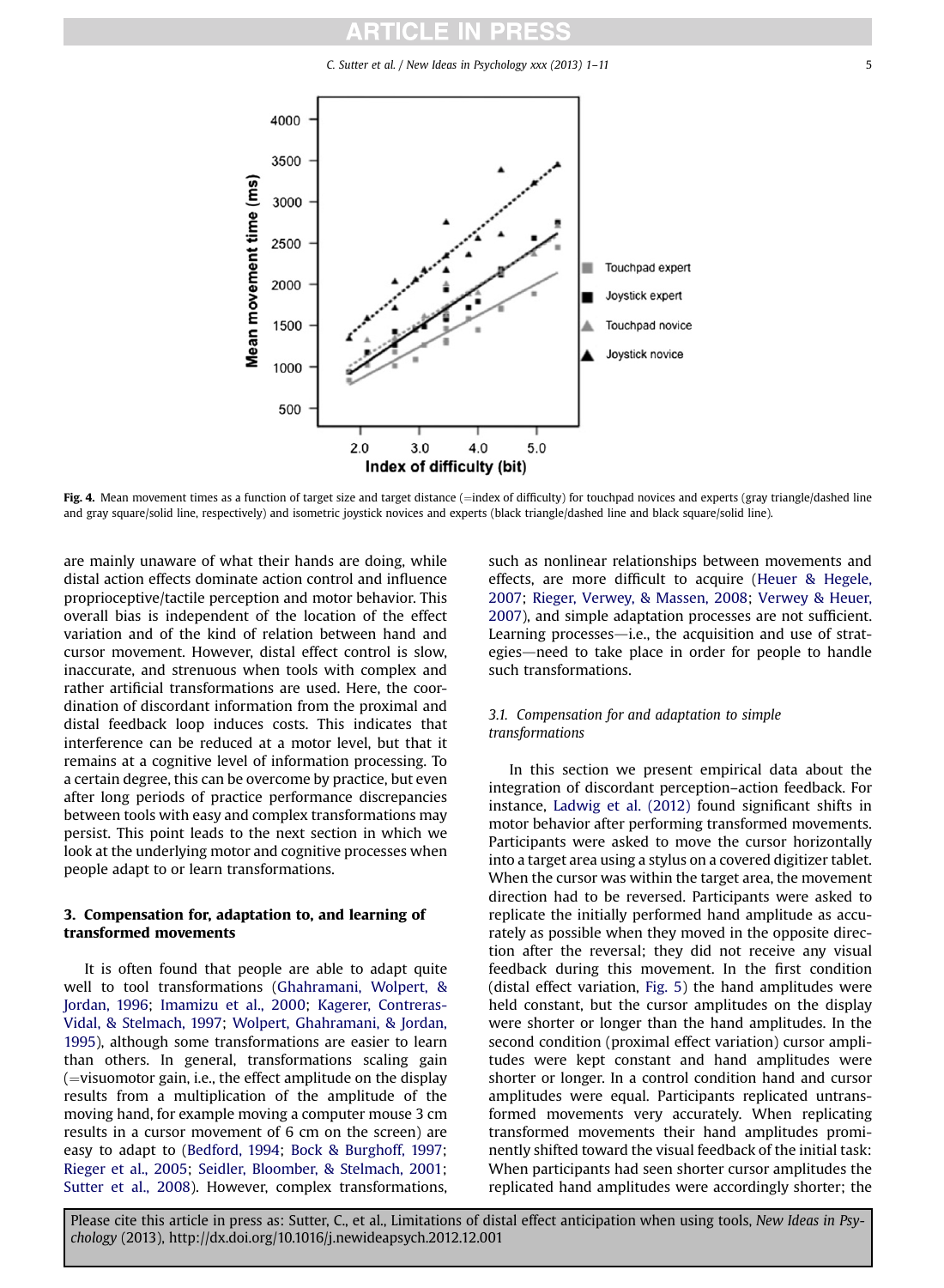Fig. 4. Mean movement times as a function of target size and target distance (=index of difficulty) for touchpad novices and experts (gray triangle/dashed line and gray square/solid line, respectively) and isometric joystick novices and experts (black triangle/dashed line and black square/solid line).

are mainly unaware of what their hands are doing, while distal action effects dominate action control and influence proprioceptive/tactile perception and motor behavior. This overall bias is independent of the location of the effect variation and of the kind of relation between hand and cursor movement. However, distal effect control is slow, inaccurate, and strenuous when tools with complex and rather artificial transformations are used. Here, the coordination of discordant information from the proximal and distal feedback loop induces costs. This indicates that interference can be reduced at a motor level, but that it remains at a cognitive level of information processing. To a certain degree, this can be overcome by practice, but even after long periods of practice performance discrepancies between tools with easy and complex transformations may persist. This point leads to the next section in which we look at the underlying motor and cognitive processes when people adapt to or learn transformations.

## 3. Compensation for, adaptation to, and learning of transformed movements

It is often found that people are able to adapt quite well to tool transformations (Ghahramani, Wolpert, & Jordan, 1996; Imamizu et al., 2000; Kagerer, Contreras-Vidal, & Stelmach, 1997; Wolpert, Ghahramani, & Jordan, 1995), although some transformations are easier to learn than others. In general, transformations scaling gain (=visuomotor gain, i.e., the effect amplitude on the display results from a multiplication of the amplitude of the moving hand, for example moving a computer mouse 3 cm results in a cursor movement of 6 cm on the screen) are easy to adapt to (Bedford, 1994; Bock & Burghoff, 1997; Rieger et al., 2005; Seidler, Bloomber, & Stelmach, 2001; Sutter et al., 2008). However, complex transformations, such as nonlinear relationships between movements and effects, are more difficult to acquire (Heuer & Hegele, 2007; Rieger, Verwey, & Massen, 2008; Verwey & Heuer, 2007), and simple adaptation processes are not sufficient. Learning processes—i.e., the acquisition and use of strategies—need to take place in order for people to handle such transformations.

### 3.1. Compensation for and adaptation to simple transformations

In this section we present empirical data about the integration of discordant perception–action feedback. For instance, Ladwig et al. (2012) found significant shifts in motor behavior after performing transformed movements. Participants were asked to move the cursor horizontally into a target area using a stylus on a covered digitizer tablet. When the cursor was within the target area, the movement direction had to be reversed. Participants were asked to replicate the initially performed hand amplitude as accurately as possible when they moved in the opposite direction after the reversal; they did not receive any visual feedback during this movement. In the first condition (distal effect variation, Fig. 5) the hand amplitudes were held constant, but the cursor amplitudes on the display were shorter or longer than the hand amplitudes. In the second condition (proximal effect variation) cursor amplitudes were kept constant and hand amplitudes were shorter or longer. In a control condition hand and cursor amplitudes were equal. Participants replicated untransformed movements very accurately. When replicating transformed movements their hand amplitudes prominently shifted toward the visual feedback of the initial task: When participants had seen shorter cursor amplitudes the replicated hand amplitudes were accordingly shorter; the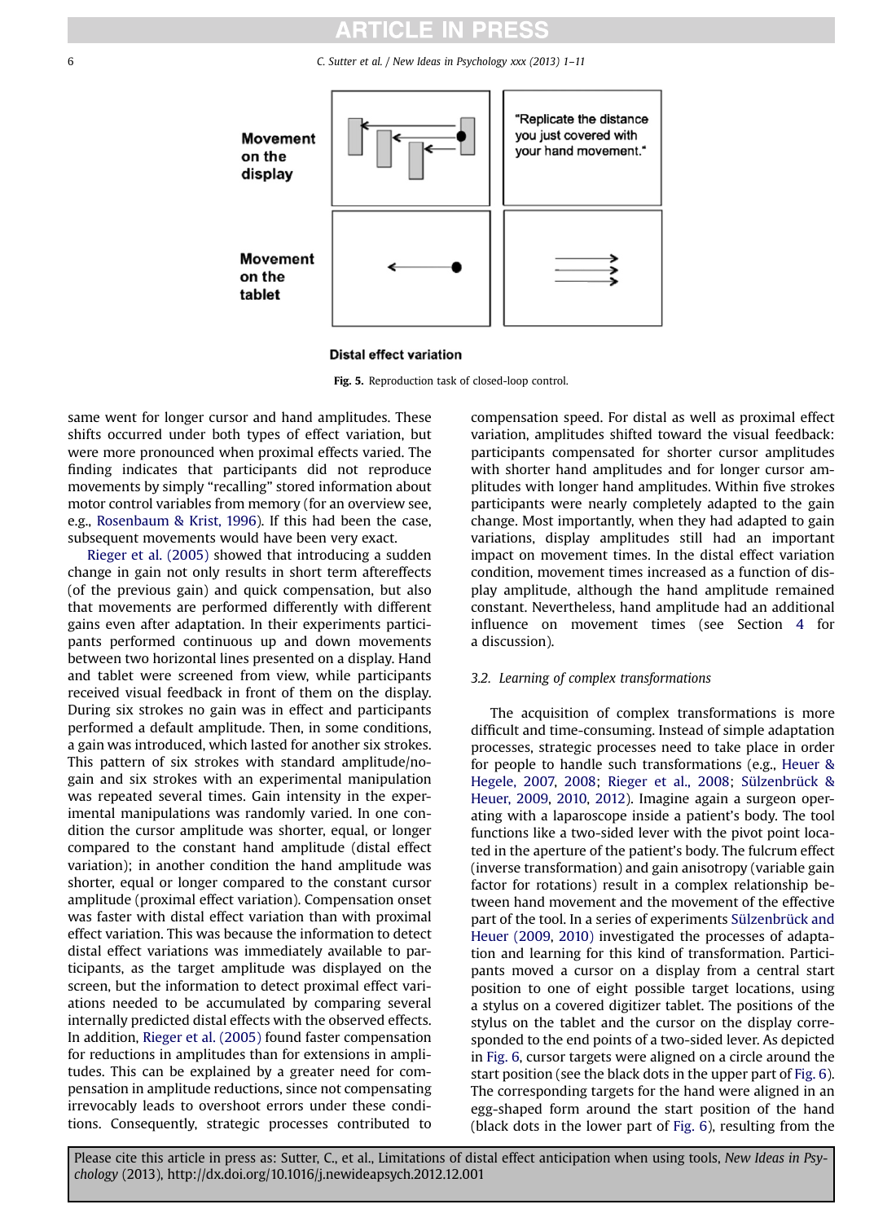Movement on the display

"Replicate the distance you just covered with your hand movement."

Movement on the tablet

Distal effect variation

**Fig. 5.** Reproduction task of closed-loop control.

same went for longer cursor and hand amplitudes. These shifts occurred under both types of effect variation, but were more pronounced when proximal effects varied. The finding indicates that participants did not reproduce movements by simply "recalling" stored information about motor control variables from memory (for an overview see, e.g., Rosenbaum & Krist, 1996). If this had been the case, subsequent movements would have been very exact.

Rieger et al. (2005) showed that introducing a sudden change in gain not only results in short term aftereffects (of the previous gain) and quick compensation, but also that movements are performed differently with different gains even after adaptation. In their experiments participants performed continuous up and down movements between two horizontal lines presented on a display. Hand and tablet were screened from view, while participants received visual feedback in front of them on the display. During six strokes no gain was in effect and participants performed a default amplitude. Then, in some conditions, a gain was introduced, which lasted for another six strokes. This pattern of six strokes with standard amplitude/no-gain and six strokes with an experimental manipulation was repeated several times. Gain intensity in the experimental manipulations was randomly varied. In one condition the cursor amplitude was shorter, equal, or longer compared to the constant hand amplitude (distal effect variation); in another condition the hand amplitude was shorter, equal or longer compared to the constant cursor amplitude (proximal effect variation). Compensation onset was faster with distal effect variation than with proximal effect variation. This was because the information to detect distal effect variations was immediately available to participants, as the target amplitude was displayed on the screen, but the information to detect proximal effect variations needed to be accumulated by comparing several internally predicted distal effects with the observed effects. In addition, Rieger et al. (2005) found faster compensation for reductions in amplitudes than for extensions in amplitudes. This can be explained by a greater need for compensation in amplitude reductions, since not compensating irrevocably leads to overshoot errors under these conditions. Consequently, strategic processes contributed to compensation speed. For distal as well as proximal effect variation, amplitudes shifted toward the visual feedback: participants compensated for shorter cursor amplitudes with shorter hand amplitudes and for longer cursor amplitudes with longer hand amplitudes. Within five strokes participants were nearly completely adapted to the gain change. Most importantly, when they had adapted to gain variations, display amplitudes still had an important impact on movement times. In the distal effect variation condition, movement times increased as a function of display amplitude, although the hand amplitude remained constant. Nevertheless, hand amplitude had an additional influence on movement times (see Section 4 for a discussion).

### 3.2. Learning of complex transformations

The acquisition of complex transformations is more difficult and time-consuming. Instead of simple adaptation processes, strategic processes need to take place in order for people to handle such transformations (e.g., Heuer & Hegele, 2007, 2008; Rieger et al., 2008; Sülzenbrück & Heuer, 2009, 2010, 2012). Imagine again a surgeon operating with a laparoscope inside a patient's body. The tool functions like a two-sided lever with the pivot point located in the aperture of the patient's body. The fulcrum effect (inverse transformation) and gain anisotropy (variable gain factor for rotations) result in a complex relationship between hand movement and the movement of the effective part of the tool. In a series of experiments Sülzenbrück and Heuer (2009, 2010) investigated the processes of adaptation and learning for this kind of transformation. Participants moved a cursor on a display from a central start position to one of eight possible target locations, using a stylus on a covered digitizer tablet. The positions of the stylus on the tablet and the cursor on the display corresponded to the end points of a two-sided lever. As depicted in Fig. 6, cursor targets were aligned on a circle around the start position (see the black dots in the upper part of Fig. 6). The corresponding targets for the hand were aligned in an egg-shaped form around the start position of the hand (black dots in the lower part of Fig. 6), resulting from the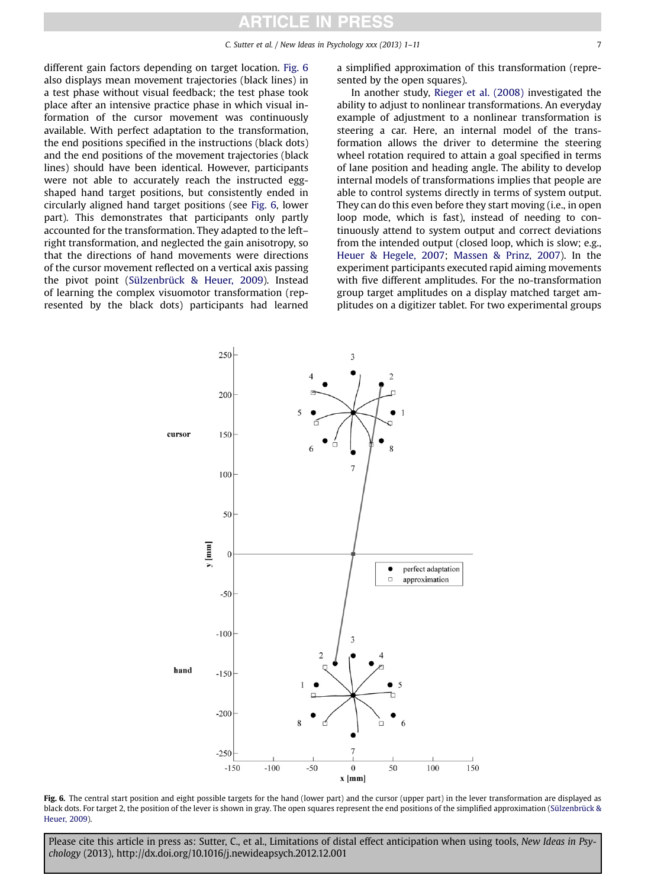different gain factors depending on target location. Fig. 6 also displays mean movement trajectories (black lines) in a test phase without visual feedback; the test phase took place after an intensive practice phase in which visual information of the cursor movement was continuously available. With perfect adaptation to the transformation, the end positions specified in the instructions (black dots) and the end positions of the movement trajectories (black lines) should have been identical. However, participants were not able to accurately reach the instructed egg-shaped hand target positions, but consistently ended in circularly aligned hand target positions (see Fig. 6, lower part). This demonstrates that participants only partly accounted for the transformation. They adapted to the left–right transformation, and neglected the gain anisotropy, so that the directions of hand movements were directions of the cursor movement reflected on a vertical axis passing the pivot point (Sülzenbrück & Heuer, 2009). Instead of learning the complex visuomotor transformation (represented by the black dots) participants had learned a simplified approximation of this transformation (represented by the open squares).

In another study, Rieger et al. (2008) investigated the ability to adjust to nonlinear transformations. An everyday example of adjustment to a nonlinear transformation is steering a car. Here, an internal model of the transformation allows the driver to determine the steering wheel rotation required to attain a goal specified in terms of lane position and heading angle. The ability to develop internal models of transformations implies that people are able to control systems directly in terms of system output. They can do this even before they start moving (i.e., in open loop mode, which is fast), instead of needing to continuously attend to system output and correct deviations from the intended output (closed loop, which is slow; e.g., Heuer & Hegele, 2007; Massen & Prinz, 2007). In the experiment participants executed rapid aiming movements with five different amplitudes. For the no-transformation group target amplitudes on a display matched target amplitudes on a digitizer tablet. For two experimental groups

**Fig. 6.** The central start position and eight possible targets for the hand (lower part) and the cursor (upper part) in the lever transformation are displayed as black dots. For target 2, the position of the lever is shown in gray. The open squares represent the end positions of the simplified approximation (Sülzenbrück & Heuer, 2009).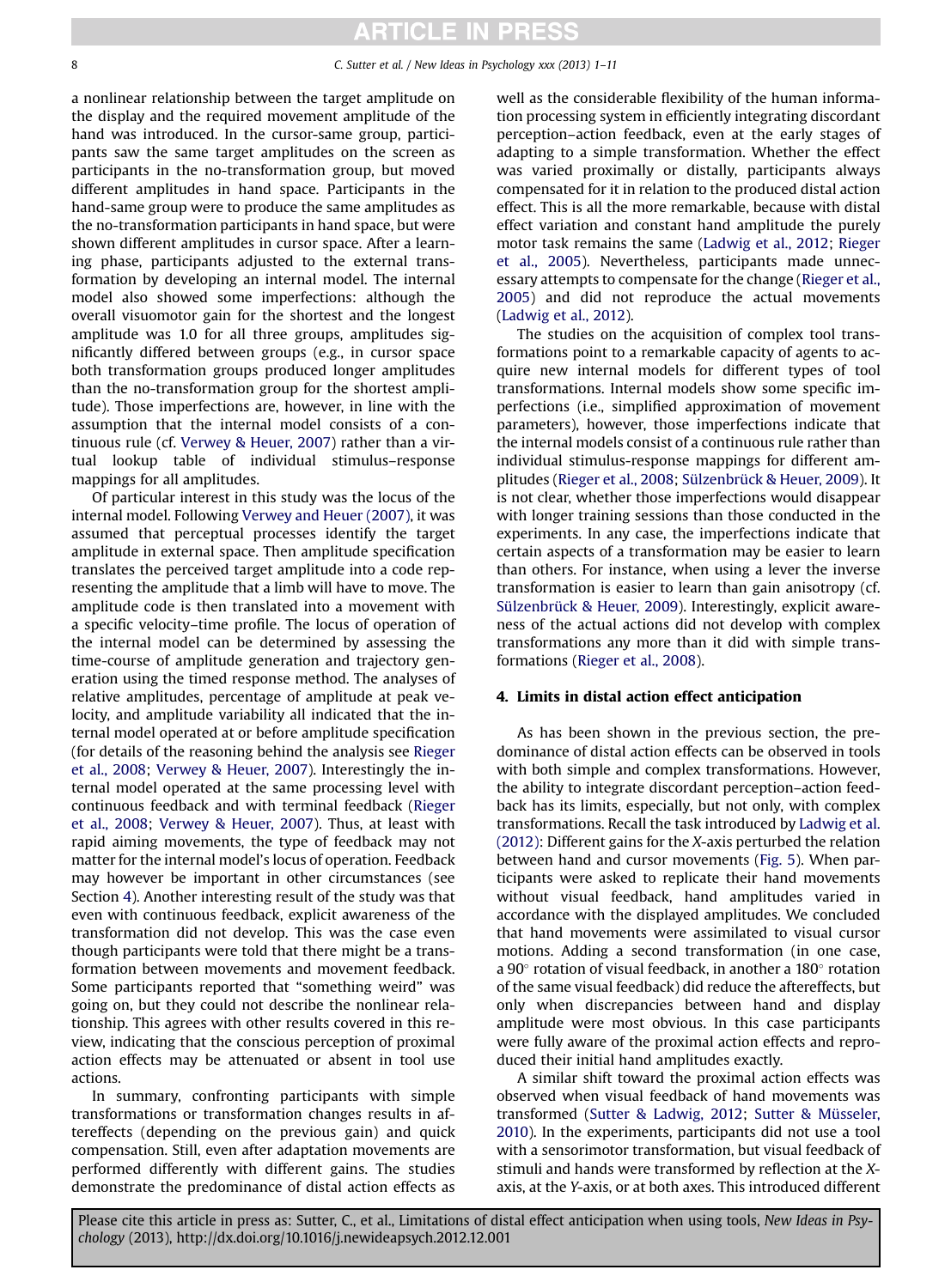a nonlinear relationship between the target amplitude on the display and the required movement amplitude of the hand was introduced. In the cursor-same group, participants saw the same target amplitudes on the screen as participants in the no-transformation group, but moved different amplitudes in hand space. Participants in the hand-same group were to produce the same amplitudes as the no-transformation participants in hand space, but were shown different amplitudes in cursor space. After a learning phase, participants adjusted to the external transformation by developing an internal model. The internal model also showed some imperfections: although the overall visuomotor gain for the shortest and the longest amplitude was 1.0 for all three groups, amplitudes significantly differed between groups (e.g., in cursor space both transformation groups produced longer amplitudes than the no-transformation group for the shortest amplitude). Those imperfections are, however, in line with the assumption that the internal model consists of a continuous rule (cf. Verwey & Heuer, 2007) rather than a virtual lookup table of individual stimulus–response mappings for all amplitudes.

Of particular interest in this study was the locus of the internal model. Following Verwey and Heuer (2007), it was assumed that perceptual processes identify the target amplitude in external space. Then amplitude specification translates the perceived target amplitude into a code representing the amplitude that a limb will have to move. The amplitude code is then translated into a movement with a specific velocity–time profile. The locus of operation of the internal model can be determined by assessing the time-course of amplitude generation and trajectory generation using the timed response method. The analyses of relative amplitudes, percentage of amplitude at peak velocity, and amplitude variability all indicated that the internal model operated at or before amplitude specification (for details of the reasoning behind the analysis see Rieger et al., 2008; Verwey & Heuer, 2007). Interestingly the internal model operated at the same processing level with continuous feedback and with terminal feedback (Rieger et al., 2008; Verwey & Heuer, 2007). Thus, at least with rapid aiming movements, the type of feedback may not matter for the internal model's locus of operation. Feedback may however be important in other circumstances (see Section 4). Another interesting result of the study was that even with continuous feedback, explicit awareness of the transformation did not develop. This was the case even though participants were told that there might be a transformation between movements and movement feedback. Some participants reported that "something weird" was going on, but they could not describe the nonlinear relationship. This agrees with other results covered in this review, indicating that the conscious perception of proximal action effects may be attenuated or absent in tool use actions.

In summary, confronting participants with simple transformations or transformation changes results in aftereffects (depending on the previous gain) and quick compensation. Still, even after adaptation movements are performed differently with different gains. The studies demonstrate the predominance of distal action effects as well as the considerable flexibility of the human information processing system in efficiently integrating discordant perception–action feedback, even at the early stages of adapting to a simple transformation. Whether the effect was varied proximally or distally, participants always compensated for it in relation to the produced distal action effect. This is all the more remarkable, because with distal effect variation and constant hand amplitude the purely motor task remains the same (Ladwig et al., 2012; Rieger et al., 2005). Nevertheless, participants made unnecessary attempts to compensate for the change (Rieger et al., 2005) and did not reproduce the actual movements (Ladwig et al., 2012).

The studies on the acquisition of complex tool transformations point to a remarkable capacity of agents to acquire new internal models for different types of tool transformations. Internal models show some specific imperfections (i.e., simplified approximation of movement parameters), however, those imperfections indicate that the internal models consist of a continuous rule rather than individual stimulus-response mappings for different amplitudes (Rieger et al., 2008; Sülzenbrück & Heuer, 2009). It is not clear, whether those imperfections would disappear with longer training sessions than those conducted in the experiments. In any case, the imperfections indicate that certain aspects of a transformation may be easier to learn than others. For instance, when using a lever the inverse transformation is easier to learn than gain anisotropy (cf. Sülzenbrück & Heuer, 2009). Interestingly, explicit awareness of the actual actions did not develop with complex transformations any more than it did with simple transformations (Rieger et al., 2008).

## 4. Limits in distal action effect anticipation

As has been shown in the previous section, the predominance of distal action effects can be observed in tools with both simple and complex transformations. However, the ability to integrate discordant perception–action feedback has its limits, especially, but not only, with complex transformations. Recall the task introduced by Ladwig et al. (2012): Different gains for the *X*-axis perturbed the relation between hand and cursor movements (Fig. 5). When participants were asked to replicate their hand movements without visual feedback, hand amplitudes varied in accordance with the displayed amplitudes. We concluded that hand movements were assimilated to visual cursor motions. Adding a second transformation (in one case, a 90° rotation of visual feedback, in another a 180° rotation of the same visual feedback) did reduce the aftereffects, but only when discrepancies between hand and display amplitude were most obvious. In this case participants were fully aware of the proximal action effects and reproduced their initial hand amplitudes exactly.

A similar shift toward the proximal action effects was observed when visual feedback of hand movements was transformed (Sutter & Ladwig, 2012; Sutter & Müsseler, 2010). In the experiments, participants did not use a tool with a sensorimotor transformation, but visual feedback of stimuli and hands were transformed by reflection at the *X*-axis, at the *Y*-axis, or at both axes. This introduced different

Please cite this article in press as: Sutter, C., et al., Limitations of distal effect anticipation when using tools, *New Ideas in Psychology* (2013), http://dx.doi.org/10.1016/j.newideapsych.2012.12.001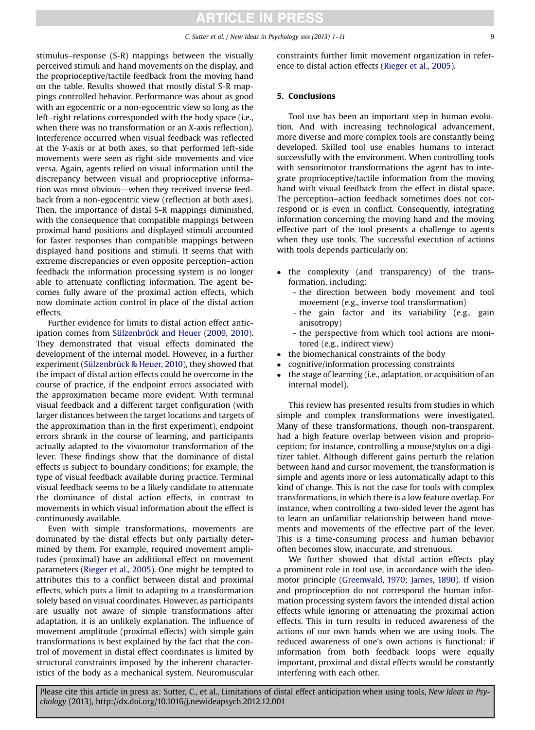stimulus–response (S-R) mappings between the visually perceived stimuli and hand movements on the display, and the proprioceptive/tactile feedback from the moving hand on the table. Results showed that mostly distal S-R mappings controlled behavior. Performance was about as good with an egocentric or a non-egocentric view so long as the left–right relations corresponded with the body space (i.e., when there was no transformation or an *X*-axis reflection). Interference occurred when visual feedback was reflected at the *Y*-axis or at both axes, so that performed left-side movements were seen as right-side movements and vice versa. Again, agents relied on visual information until the discrepancy between visual and proprioceptive information was most obvious—when they received inverse feedback from a non-egocentric view (reflection at both axes). Then, the importance of distal S-R mappings diminished, with the consequence that compatible mappings between proximal hand positions and displayed stimuli accounted for faster responses than compatible mappings between displayed hand positions and stimuli. It seems that with extreme discrepancies or even opposite perception–action feedback the information processing system is no longer able to attenuate conflicting information. The agent becomes fully aware of the proximal action effects, which now dominate action control in place of the distal action effects.

Further evidence for limits to distal action effect anticipation comes from Sülzenbrück and Heuer (2009, 2010). They demonstrated that visual effects dominated the development of the internal model. However, in a further experiment (Sülzenbrück & Heuer, 2010), they showed that the impact of distal action effects could be overcome in the course of practice, if the endpoint errors associated with the approximation became more evident. With terminal visual feedback and a different target configuration (with larger distances between the target locations and targets of the approximation than in the first experiment), endpoint errors shrank in the course of learning, and participants actually adapted to the visuomotor transformation of the lever. These findings show that the dominance of distal effects is subject to boundary conditions; for example, the type of visual feedback available during practice. Terminal visual feedback seems to be a likely candidate to attenuate the dominance of distal action effects, in contrast to movements in which visual information about the effect is continuously available.

Even with simple transformations, movements are dominated by the distal effects but only partially determined by them. For example, required movement amplitudes (proximal) have an additional effect on movement parameters (Rieger et al., 2005). One might be tempted to attributes this to a conflict between distal and proximal effects, which puts a limit to adapting to a transformation solely based on visual coordinates. However, as participants are usually not aware of simple transformations after adaptation, it is an unlikely explanation. The influence of movement amplitude (proximal effects) with simple gain transformations is best explained by the fact that the control of movement in distal effect coordinates is limited by structural constraints imposed by the inherent characteristics of the body as a mechanical system. Neuromuscular constraints further limit movement organization in reference to distal action effects (Rieger et al., 2005).

## 5. Conclusions

Tool use has been an important step in human evolution. And with increasing technological advancement, more diverse and more complex tools are constantly being developed. Skilled tool use enables humans to interact successfully with the environment. When controlling tools with sensorimotor transformations the agent has to integrate proprioceptive/tactile information from the moving hand with visual feedback from the effect in distal space. The perception–action feedback sometimes does not correspond or is even in conflict. Consequently, integrating information concerning the moving hand and the moving effective part of the tool presents a challenge to agents when they use tools. The successful execution of actions with tools depends particularly on:

- the complexity (and transparency) of the transformation, including:
  - the direction between body movement and tool movement (e.g., inverse tool transformation)
  - the gain factor and its variability (e.g., gain anisotropy)
  - the perspective from which tool actions are monitored (e.g., indirect view)
- the biomechanical constraints of the body
- cognitive/information processing constraints
- the stage of learning (i.e., adaptation, or acquisition of an internal model).

This review has presented results from studies in which simple and complex transformations were investigated. Many of these transformations, though non-transparent, had a high feature overlap between vision and proprioception; for instance, controlling a mouse/stylus on a digitizer tablet. Although different gains perturb the relation between hand and cursor movement, the transformation is simple and agents more or less automatically adapt to this kind of change. This is not the case for tools with complex transformations, in which there is a low feature overlap. For instance, when controlling a two-sided lever the agent has to learn an unfamiliar relationship between hand movements and movements of the effective part of the lever. This is a time-consuming process and human behavior often becomes slow, inaccurate, and strenuous.

We further showed that distal action effects play a prominent role in tool use, in accordance with the ideomotor principle (Greenwald, 1970; James, 1890). If vision and proprioception do not correspond the human information processing system favors the intended distal action effects while ignoring or attenuating the proximal action effects. This in turn results in reduced awareness of the actions of our own hands when we are using tools. The reduced awareness of one's own actions is functional: if information from both feedback loops were equally important, proximal and distal effects would be constantly interfering with each other.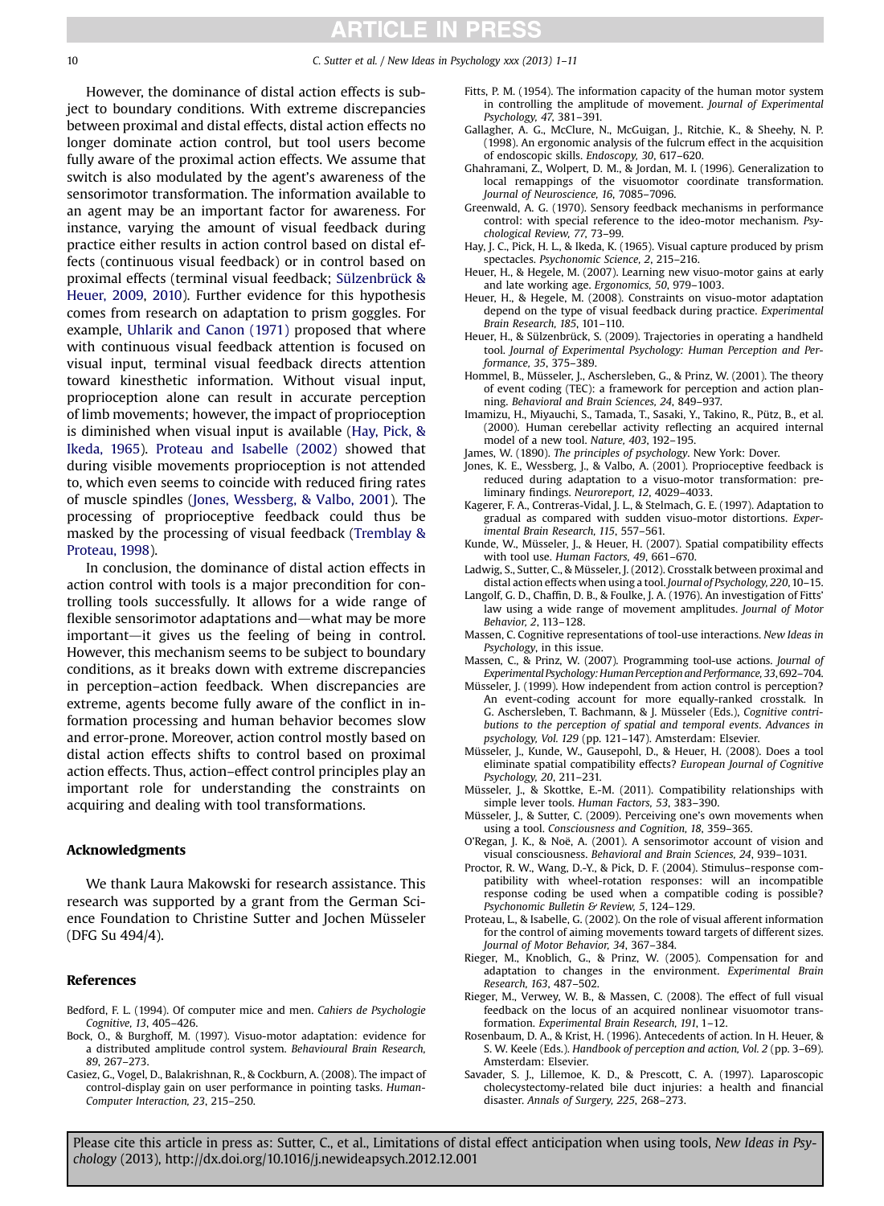However, the dominance of distal action effects is subject to boundary conditions. With extreme discrepancies between proximal and distal effects, distal action effects no longer dominate action control, but tool users become fully aware of the proximal action effects. We assume that switch is also modulated by the agent's awareness of the sensorimotor transformation. The information available to an agent may be an important factor for awareness. For instance, varying the amount of visual feedback during practice either results in action control based on distal effects (continuous visual feedback) or in control based on proximal effects (terminal visual feedback; Sülzenbrück & Heuer, 2009, 2010). Further evidence for this hypothesis comes from research on adaptation to prism goggles. For example, Uhlarik and Canon (1971) proposed that where with continuous visual feedback attention is focused on visual input, terminal visual feedback directs attention toward kinesthetic information. Without visual input, proprioception alone can result in accurate perception of limb movements; however, the impact of proprioception is diminished when visual input is available (Hay, Pick, & Ikeda, 1965). Proteau and Isabelle (2002) showed that during visible movements proprioception is not attended to, which even seems to coincide with reduced firing rates of muscle spindles (Jones, Wessberg, & Valbo, 2001). The processing of proprioceptive feedback could thus be masked by the processing of visual feedback (Tremblay & Proteau, 1998).

In conclusion, the dominance of distal action effects in action control with tools is a major precondition for controlling tools successfully. It allows for a wide range of flexible sensorimotor adaptations and—what may be more important—it gives us the feeling of being in control. However, this mechanism seems to be subject to boundary conditions, as it breaks down with extreme discrepancies in perception–action feedback. When discrepancies are extreme, agents become fully aware of the conflict in information processing and human behavior becomes slow and error-prone. Moreover, action control mostly based on distal action effects shifts to control based on proximal action effects. Thus, action–effect control principles play an important role for understanding the constraints on acquiring and dealing with tool transformations.

## Acknowledgments

We thank Laura Makowski for research assistance. This research was supported by a grant from the German Science Foundation to Christine Sutter and Jochen Müsseler (DFG Su 494/4).

## References

Bedford, F. L. (1994). Of computer mice and men. *Cahiers de Psychologie Cognitive, 13*, 405–426.

Bock, O., & Burghoff, M. (1997). Visuo-motor adaptation: evidence for a distributed amplitude control system. *Behavioural Brain Research, 89*, 267–273.

Casiez, G., Vogel, D., Balakrishnan, R., & Cockburn, A. (2008). The impact of control-display gain on user performance in pointing tasks. *Human-Computer Interaction, 23*, 215–250.

Fitts, P. M. (1954). The information capacity of the human motor system in controlling the amplitude of movement. *Journal of Experimental Psychology, 47*, 381–391.

Gallagher, A. G., McClure, N., McGuigan, J., Ritchie, K., & Sheehy, N. P. (1998). An ergonomic analysis of the fulcrum effect in the acquisition of endoscopic skills. *Endoscopy, 30*, 617–620.

Ghahramani, Z., Wolpert, D. M., & Jordan, M. I. (1996). Generalization to local remappings of the visuomotor coordinate transformation. *Journal of Neuroscience, 16*, 7085–7096.

Greenwald, A. G. (1970). Sensory feedback mechanisms in performance control: with special reference to the ideo-motor mechanism. *Psychological Review, 77*, 73–99.

Hay, J. C., Pick, H. L., & Ikeda, K. (1965). Visual capture produced by prism spectacles. *Psychonomic Science, 2*, 215–216.

Heuer, H., & Hegele, M. (2007). Learning new visuo-motor gains at early and late working age. *Ergonomics, 50*, 979–1003.

Heuer, H., & Hegele, M. (2008). Constraints on visuo-motor adaptation depend on the type of visual feedback during practice. *Experimental Brain Research, 185*, 101–110.

Heuer, H., & Sülzenbrück, S. (2009). Trajectories in operating a handheld tool. *Journal of Experimental Psychology: Human Perception and Performance, 35*, 375–389.

Hommel, B., Müsseler, J., Aschersleben, G., & Prinz, W. (2001). The theory of event coding (TEC): a framework for perception and action planning. *Behavioral and Brain Sciences, 24*, 849–937.

Imamizu, H., Miyauchi, S., Tamada, T., Sasaki, Y., Takino, R., Pütz, B., et al. (2000). Human cerebellar activity reflecting an acquired internal model of a new tool. *Nature, 403*, 192–195.

James, W. (1890). *The principles of psychology*. New York: Dover.

Jones, K. E., Wessberg, J., & Valbo, A. (2001). Proprioceptive feedback is reduced during adaptation to a visuo-motor transformation: preliminary findings. *Neuroreport, 12*, 4029–4033.

Kagerer, F. A., Contreras-Vidal, J. L., & Stelmach, G. E. (1997). Adaptation to gradual as compared with sudden visuo-motor distortions. *Experimental Brain Research, 115*, 557–561.

Kunde, W., Müsseler, J., & Heuer, H. (2007). Spatial compatibility effects with tool use. *Human Factors, 49*, 661–670.

Ladwig, S., Sutter, C., & Müsseler, J. (2012). Crosstalk between proximal and distal action effects when using a tool. *Journal of Psychology, 220*, 10–15.

Langolf, G. D., Chaffin, D. B., & Foulke, J. A. (1976). An investigation of Fitts' law using a wide range of movement amplitudes. *Journal of Motor Behavior, 2*, 113–128.

Massen, C. Cognitive representations of tool-use interactions. *New Ideas in Psychology*, in this issue.

Massen, C., & Prinz, W. (2007). Programming tool-use actions. *Journal of Experimental Psychology: Human Perception and Performance, 33*, 692–704.

Müsseler, J. (1999). How independent from action control is perception? An event-coding account for more equally-ranked crosstalk. In G. Aschersleben, T. Bachmann, & J. Müsseler (Eds.), *Cognitive contributions to the perception of spatial and temporal events. Advances in psychology, Vol. 129* (pp. 121–147). Amsterdam: Elsevier.

Müsseler, J., Kunde, W., Gausepohl, D., & Heuer, H. (2008). Does a tool eliminate spatial compatibility effects? *European Journal of Cognitive Psychology, 20*, 211–231.

Müsseler, J., & Skottke, E.-M. (2011). Compatibility relationships with simple lever tools. *Human Factors, 53*, 383–390.

Müsseler, J., & Sutter, C. (2009). Perceiving one's own movements when using a tool. *Consciousness and Cognition, 18*, 359–365.

O'Regan, J. K., & Noë, A. (2001). A sensorimotor account of vision and visual consciousness. *Behavioral and Brain Sciences, 24*, 939–1031.

Proctor, R. W., Wang, D.-Y., & Pick, D. F. (2004). Stimulus–response compatibility with wheel-rotation responses: will an incompatible response coding be used when a compatible coding is possible? *Psychonomic Bulletin & Review, 5*, 124–129.

Proteau, L., & Isabelle, G. (2002). On the role of visual afferent information for the control of aiming movements toward targets of different sizes. *Journal of Motor Behavior, 34*, 367–384.

Rieger, M., Knoblich, G., & Prinz, W. (2005). Compensation for and adaptation to changes in the environment. *Experimental Brain Research, 163*, 487–502.

Rieger, M., Verwey, W. B., & Massen, C. (2008). The effect of full visual feedback on the locus of an acquired nonlinear visuomotor transformation. *Experimental Brain Research, 191*, 1–12.

Rosenbaum, D. A., & Krist, H. (1996). Antecedents of action. In H. Heuer, & S. W. Keele (Eds.), *Handbook of perception and action, Vol. 2* (pp. 3–69). Amsterdam: Elsevier.

Savader, S. J., Lillemoe, K. D., & Prescott, C. A. (1997). Laparoscopic cholecystectomy-related bile duct injuries: a health and financial disaster. *Annals of Surgery, 225*, 268–273.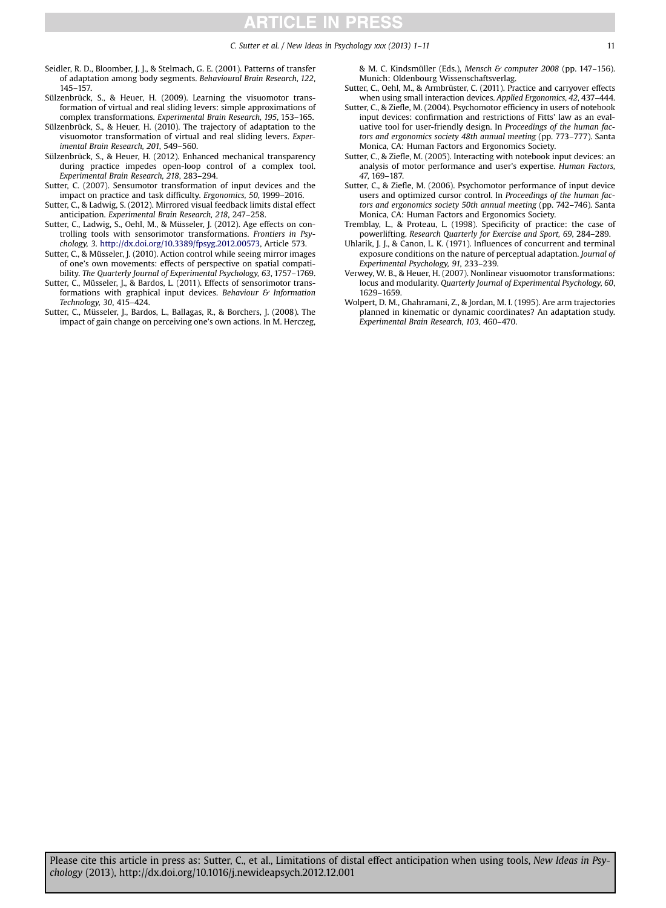Seidler, R. D., Bloomber, J. J., & Stelmach, G. E. (2001). Patterns of transfer of adaptation among body segments. *Behavioural Brain Research, 122*, 145–157.

Sülzenbrück, S., & Heuer, H. (2009). Learning the visuomotor transformation of virtual and real sliding levers: simple approximations of complex transformations. *Experimental Brain Research, 195*, 153–165.

Sülzenbrück, S., & Heuer, H. (2010). The trajectory of adaptation to the visuomotor transformation of virtual and real sliding levers. *Experimental Brain Research, 201*, 549–560.

Sülzenbrück, S., & Heuer, H. (2012). Enhanced mechanical transparency during practice impedes open-loop control of a complex tool. *Experimental Brain Research, 218*, 283–294.

Sutter, C. (2007). Sensumotor transformation of input devices and the impact on practice and task difficulty. *Ergonomics, 50*, 1999–2016.

Sutter, C., & Ladwig, S. (2012). Mirrored visual feedback limits distal effect anticipation. *Experimental Brain Research, 218*, 247–258.

Sutter, C., Ladwig, S., Oehl, M., & Müsseler, J. (2012). Age effects on controlling tools with sensorimotor transformations. *Frontiers in Psychology, 3*. http://dx.doi.org/10.3389/fpsyg.2012.00573, Article 573.

Sutter, C., & Müsseler, J. (2010). Action control while seeing mirror images of one's own movements: effects of perspective on spatial compatibility. *The Quarterly Journal of Experimental Psychology, 63*, 1757–1769.

Sutter, C., Müsseler, J., & Bardos, L. (2011). Effects of sensorimotor transformations with graphical input devices. *Behaviour & Information Technology, 30*, 415–424.

Sutter, C., Müsseler, J., Bardos, L., Ballagas, R., & Borchers, J. (2008). The impact of gain change on perceiving one's own actions. In M. Herczeg, & M. C. Kindsmüller (Eds.), *Mensch & computer 2008* (pp. 147–156). Munich: Oldenbourg Wissenschaftsverlag.

Sutter, C., Oehl, M., & Armbrüster, C. (2011). Practice and carryover effects when using small interaction devices. *Applied Ergonomics, 42*, 437–444.

Sutter, C., & Ziefle, M. (2004). Psychomotor efficiency in users of notebook input devices: confirmation and restrictions of Fitts' law as an evaluative tool for user-friendly design. In *Proceedings of the human factors and ergonomics society 48th annual meeting* (pp. 773–777). Santa Monica, CA: Human Factors and Ergonomics Society.

Sutter, C., & Ziefle, M. (2005). Interacting with notebook input devices: an analysis of motor performance and user's expertise. *Human Factors, 47*, 169–187.

Sutter, C., & Ziefle, M. (2006). Psychomotor performance of input device users and optimized cursor control. In *Proceedings of the human factors and ergonomics society 50th annual meeting* (pp. 742–746). Santa Monica, CA: Human Factors and Ergonomics Society.

Tremblay, L., & Proteau, L. (1998). Specificity of practice: the case of powerlifting. *Research Quarterly for Exercise and Sport, 69*, 284–289.

Uhlarik, J. J., & Canon, L. K. (1971). Influences of concurrent and terminal exposure conditions on the nature of perceptual adaptation. *Journal of Experimental Psychology, 91*, 233–239.

Verwey, W. B., & Heuer, H. (2007). Nonlinear visuomotor transformations: locus and modularity. *Quarterly Journal of Experimental Psychology, 60*, 1629–1659.

Wolpert, D. M., Ghahramani, Z., & Jordan, M. I. (1995). Are arm trajectories planned in kinematic or dynamic coordinates? An adaptation study. *Experimental Brain Research, 103*, 460–470.

Please cite this article in press as: Sutter, C., et al., Limitations of distal effect anticipation when using tools, *New Ideas in Psychology* (2013), http://dx.doi.org/10.1016/j.newideapsych.2012.12.001